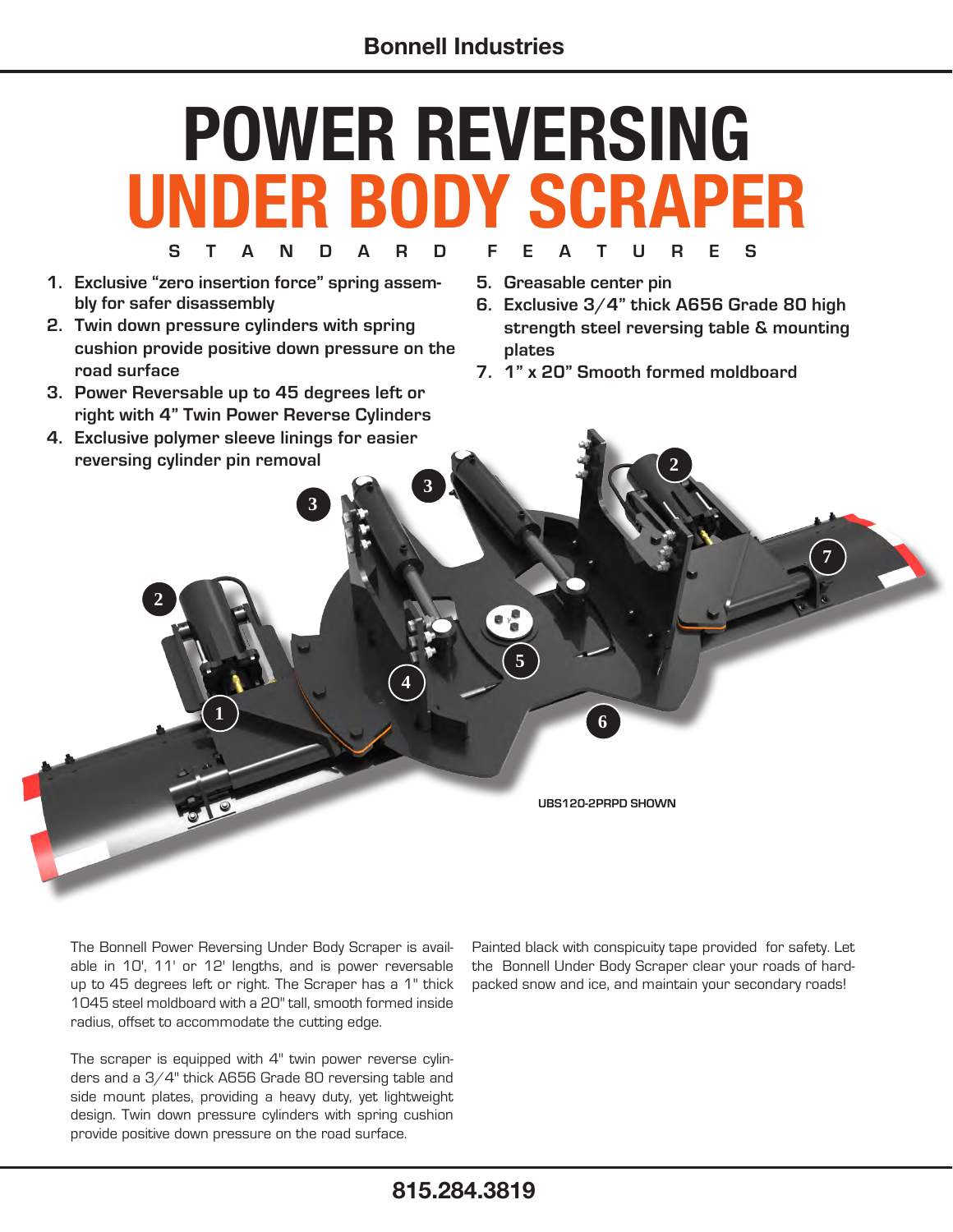Bonnell Industries

# POWER REVERSING
# UNDER BODY SCRAPER

## STANDARD FEATURES

1. Exclusive "zero insertion force" spring assembly for safer disassembly
2. Twin down pressure cylinders with spring cushion provide positive down pressure on the road surface
3. Power Reversable up to 45 degrees left or right with 4" Twin Power Reverse Cylinders
4. Exclusive polymer sleeve linings for easier reversing cylinder pin removal
5. Greasable center pin
6. Exclusive 3/4" thick A656 Grade 80 high strength steel reversing table & mounting plates
7. 1" x 20" Smooth formed moldboard

UBS120-2PRPD SHOWN

The Bonnell Power Reversing Under Body Scraper is available in 10', 11' or 12' lengths, and is power reversable up to 45 degrees left or right. The Scraper has a 1" thick 1045 steel moldboard with a 20" tall, smooth formed inside radius, offset to accommodate the cutting edge.

The scraper is equipped with 4" twin power reverse cylinders and a 3/4" thick A656 Grade 80 reversing table and side mount plates, providing a heavy duty, yet lightweight design. Twin down pressure cylinders with spring cushion provide positive down pressure on the road surface.

Painted black with conspicuity tape provided for safety. Let the Bonnell Under Body Scraper clear your roads of hard-packed snow and ice, and maintain your secondary roads!

815.284.3819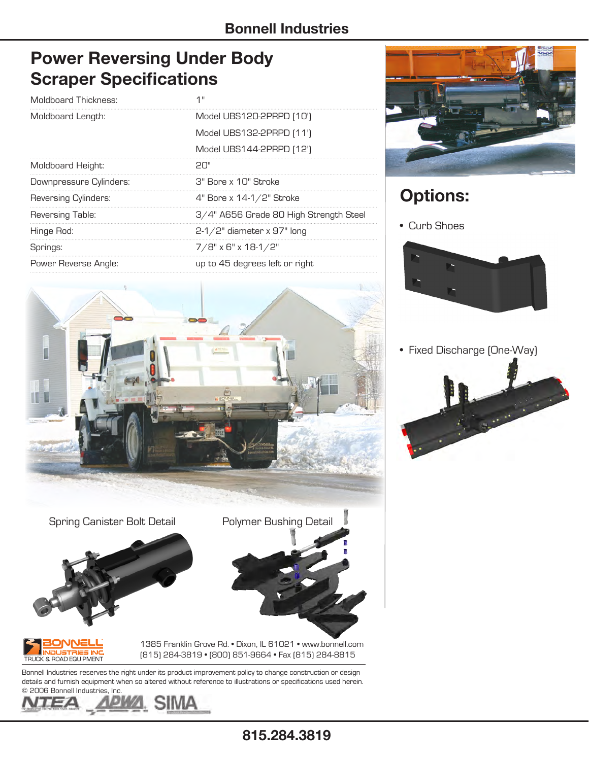# Power Reversing Under Body Scraper Specifications

| | |
|---|---|
| Moldboard Thickness: | 1" |
| Moldboard Length: | Model UBS120-2PRPD (10')<br>Model UBS132-2PRPD (11')<br>Model UBS144-2PRPD (12') |
| Moldboard Height: | 20" |
| Downpressure Cylinders: | 3" Bore x 10" Stroke |
| Reversing Cylinders: | 4" Bore x 14-1/2" Stroke |
| Reversing Table: | 3/4" A656 Grade 80 High Strength Steel |
| Hinge Rod: | 2-1/2" diameter x 97" long |
| Springs: | 7/8" x 6" x 18-1/2" |
| Power Reverse Angle: | up to 45 degrees left or right |

Spring Canister Bolt Detail

Polymer Bushing Detail

## Options:

- Curb Shoes
- Fixed Discharge (One-Way)

BONNELL INDUSTRIES INC. TRUCK & ROAD EQUIPMENT

1385 Franklin Grove Rd. • Dixon, IL 61021 • www.bonnell.com
(815) 284-3819 • (800) 851-9664 • Fax (815) 284-8815

Bonnell Industries reserves the right under its product improvement policy to change construction or design details and furnish equipment when so altered without reference to illustrations or specifications used herein.
© 2006 Bonnell Industries, Inc.

NTEA APWA SIMA

815.284.3819